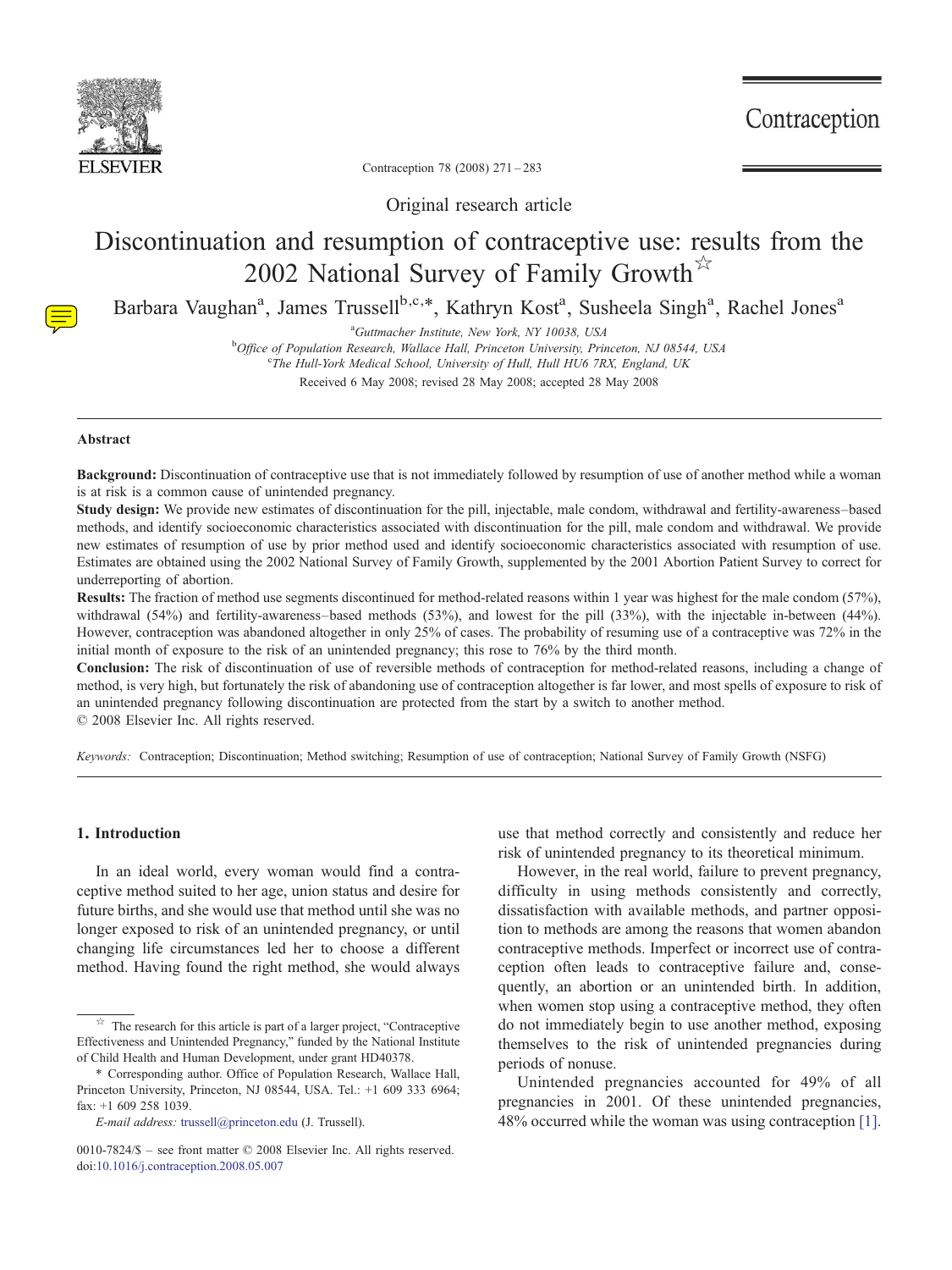Original research article

# Discontinuation and resumption of contraceptive use: results from the 2002 National Survey of Family Growth[☆]

Barbara Vaughan[a], James Trussell[b,c,*], Kathryn Kost[a], Susheela Singh[a], Rachel Jones[a]

[a]Guttmacher Institute, New York, NY 10038, USA

[b]Office of Population Research, Wallace Hall, Princeton University, Princeton, NJ 08544, USA

[c]The Hull-York Medical School, University of Hull, Hull HU6 7RX, England, UK

Received 6 May 2008; revised 28 May 2008; accepted 28 May 2008

## Abstract

**Background:** Discontinuation of contraceptive use that is not immediately followed by resumption of use of another method while a woman is at risk is a common cause of unintended pregnancy.

**Study design:** We provide new estimates of discontinuation for the pill, injectable, male condom, withdrawal and fertility-awareness–based methods, and identify socioeconomic characteristics associated with discontinuation for the pill, male condom and withdrawal. We provide new estimates of resumption of use by prior method used and identify socioeconomic characteristics associated with resumption of use. Estimates are obtained using the 2002 National Survey of Family Growth, supplemented by the 2001 Abortion Patient Survey to correct for underreporting of abortion.

**Results:** The fraction of method use segments discontinued for method-related reasons within 1 year was highest for the male condom (57%), withdrawal (54%) and fertility-awareness–based methods (53%), and lowest for the pill (33%), with the injectable in-between (44%). However, contraception was abandoned altogether in only 25% of cases. The probability of resuming use of a contraceptive was 72% in the initial month of exposure to the risk of an unintended pregnancy; this rose to 76% by the third month.

**Conclusion:** The risk of discontinuation of use of reversible methods of contraception for method-related reasons, including a change of method, is very high, but fortunately the risk of abandoning use of contraception altogether is far lower, and most spells of exposure to risk of an unintended pregnancy following discontinuation are protected from the start by a switch to another method.

© 2008 Elsevier Inc. All rights reserved.

*Keywords:* Contraception; Discontinuation; Method switching; Resumption of use of contraception; National Survey of Family Growth (NSFG)

## 1. Introduction

In an ideal world, every woman would find a contraceptive method suited to her age, union status and desire for future births, and she would use that method until she was no longer exposed to risk of an unintended pregnancy, or until changing life circumstances led her to choose a different method. Having found the right method, she would always use that method correctly and consistently and reduce her risk of unintended pregnancy to its theoretical minimum.

However, in the real world, failure to prevent pregnancy, difficulty in using methods consistently and correctly, dissatisfaction with available methods, and partner opposition to methods are among the reasons that women abandon contraceptive methods. Imperfect or incorrect use of contraception often leads to contraceptive failure and, consequently, an abortion or an unintended birth. In addition, when women stop using a contraceptive method, they often do not immediately begin to use another method, exposing themselves to the risk of unintended pregnancies during periods of nonuse.

Unintended pregnancies accounted for 49% of all pregnancies in 2001. Of these unintended pregnancies, 48% occurred while the woman was using contraception [1].

---

☆ The research for this article is part of a larger project, "Contraceptive Effectiveness and Unintended Pregnancy," funded by the National Institute of Child Health and Human Development, under grant HD40378.

\* Corresponding author. Office of Population Research, Wallace Hall, Princeton University, Princeton, NJ 08544, USA. Tel.: +1 609 333 6964; fax: +1 609 258 1039.

*E-mail address:* trussell@princeton.edu (J. Trussell).

0010-7824/$ – see front matter © 2008 Elsevier Inc. All rights reserved.
doi:10.1016/j.contraception.2008.05.007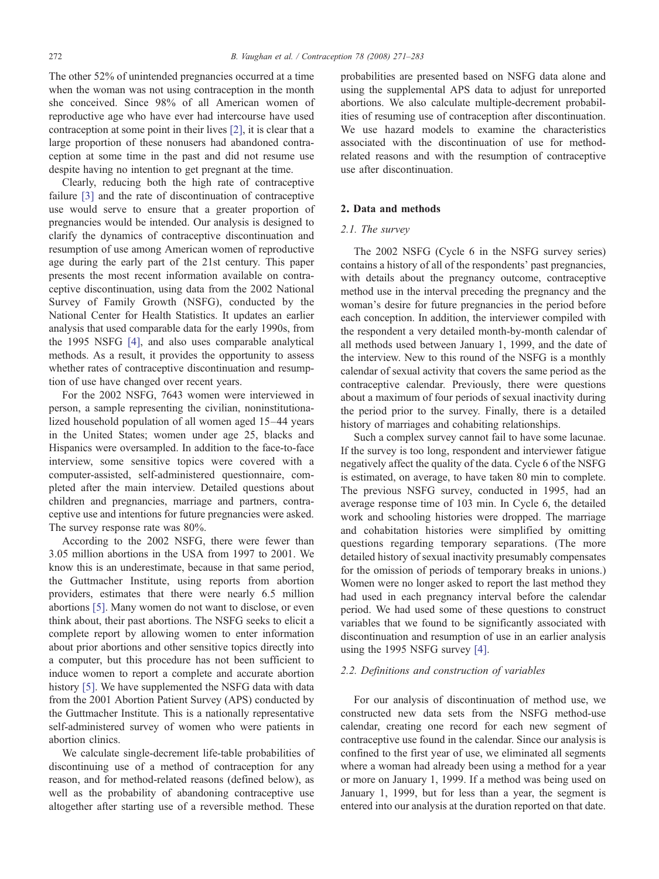The other 52% of unintended pregnancies occurred at a time when the woman was not using contraception in the month she conceived. Since 98% of all American women of reproductive age who have ever had intercourse have used contraception at some point in their lives [2], it is clear that a large proportion of these nonusers had abandoned contraception at some time in the past and did not resume use despite having no intention to get pregnant at the time.

Clearly, reducing both the high rate of contraceptive failure [3] and the rate of discontinuation of contraceptive use would serve to ensure that a greater proportion of pregnancies would be intended. Our analysis is designed to clarify the dynamics of contraceptive discontinuation and resumption of use among American women of reproductive age during the early part of the 21st century. This paper presents the most recent information available on contraceptive discontinuation, using data from the 2002 National Survey of Family Growth (NSFG), conducted by the National Center for Health Statistics. It updates an earlier analysis that used comparable data for the early 1990s, from the 1995 NSFG [4], and also uses comparable analytical methods. As a result, it provides the opportunity to assess whether rates of contraceptive discontinuation and resumption of use have changed over recent years.

For the 2002 NSFG, 7643 women were interviewed in person, a sample representing the civilian, noninstitutionalized household population of all women aged 15–44 years in the United States; women under age 25, blacks and Hispanics were oversampled. In addition to the face-to-face interview, some sensitive topics were covered with a computer-assisted, self-administered questionnaire, completed after the main interview. Detailed questions about children and pregnancies, marriage and partners, contraceptive use and intentions for future pregnancies were asked. The survey response rate was 80%.

According to the 2002 NSFG, there were fewer than 3.05 million abortions in the USA from 1997 to 2001. We know this is an underestimate, because in that same period, the Guttmacher Institute, using reports from abortion providers, estimates that there were nearly 6.5 million abortions [5]. Many women do not want to disclose, or even think about, their past abortions. The NSFG seeks to elicit a complete report by allowing women to enter information about prior abortions and other sensitive topics directly into a computer, but this procedure has not been sufficient to induce women to report a complete and accurate abortion history [5]. We have supplemented the NSFG data with data from the 2001 Abortion Patient Survey (APS) conducted by the Guttmacher Institute. This is a nationally representative self-administered survey of women who were patients in abortion clinics.

We calculate single-decrement life-table probabilities of discontinuing use of a method of contraception for any reason, and for method-related reasons (defined below), as well as the probability of abandoning contraceptive use altogether after starting use of a reversible method. These probabilities are presented based on NSFG data alone and using the supplemental APS data to adjust for unreported abortions. We also calculate multiple-decrement probabilities of resuming use of contraception after discontinuation. We use hazard models to examine the characteristics associated with the discontinuation of use for method-related reasons and with the resumption of contraceptive use after discontinuation.

## 2. Data and methods

### 2.1. The survey

The 2002 NSFG (Cycle 6 in the NSFG survey series) contains a history of all of the respondents' past pregnancies, with details about the pregnancy outcome, contraceptive method use in the interval preceding the pregnancy and the woman's desire for future pregnancies in the period before each conception. In addition, the interviewer compiled with the respondent a very detailed month-by-month calendar of all methods used between January 1, 1999, and the date of the interview. New to this round of the NSFG is a monthly calendar of sexual activity that covers the same period as the contraceptive calendar. Previously, there were questions about a maximum of four periods of sexual inactivity during the period prior to the survey. Finally, there is a detailed history of marriages and cohabiting relationships.

Such a complex survey cannot fail to have some lacunae. If the survey is too long, respondent and interviewer fatigue negatively affect the quality of the data. Cycle 6 of the NSFG is estimated, on average, to have taken 80 min to complete. The previous NSFG survey, conducted in 1995, had an average response time of 103 min. In Cycle 6, the detailed work and schooling histories were dropped. The marriage and cohabitation histories were simplified by omitting questions regarding temporary separations. (The more detailed history of sexual inactivity presumably compensates for the omission of periods of temporary breaks in unions.) Women were no longer asked to report the last method they had used in each pregnancy interval before the calendar period. We had used some of these questions to construct variables that we found to be significantly associated with discontinuation and resumption of use in an earlier analysis using the 1995 NSFG survey [4].

### 2.2. Definitions and construction of variables

For our analysis of discontinuation of method use, we constructed new data sets from the NSFG method-use calendar, creating one record for each new segment of contraceptive use found in the calendar. Since our analysis is confined to the first year of use, we eliminated all segments where a woman had already been using a method for a year or more on January 1, 1999. If a method was being used on January 1, 1999, but for less than a year, the segment is entered into our analysis at the duration reported on that date.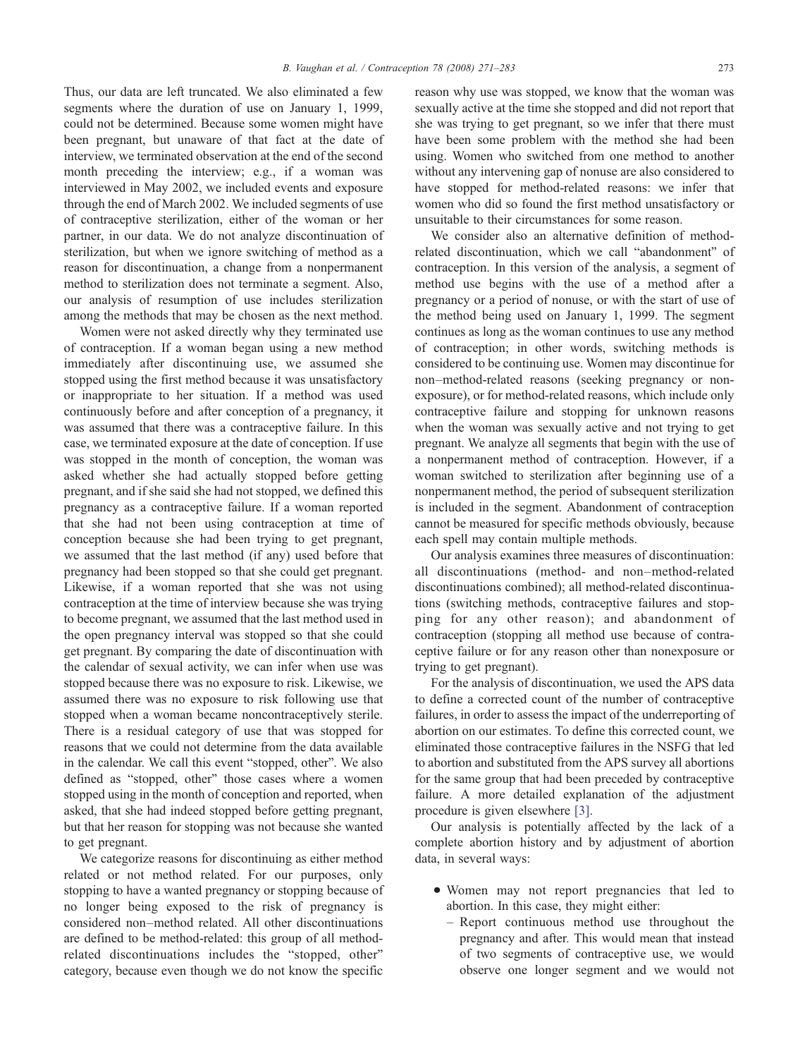Thus, our data are left truncated. We also eliminated a few segments where the duration of use on January 1, 1999, could not be determined. Because some women might have been pregnant, but unaware of that fact at the date of interview, we terminated observation at the end of the second month preceding the interview; e.g., if a woman was interviewed in May 2002, we included events and exposure through the end of March 2002. We included segments of use of contraceptive sterilization, either of the woman or her partner, in our data. We do not analyze discontinuation of sterilization, but when we ignore switching of method as a reason for discontinuation, a change from a nonpermanent method to sterilization does not terminate a segment. Also, our analysis of resumption of use includes sterilization among the methods that may be chosen as the next method.

Women were not asked directly why they terminated use of contraception. If a woman began using a new method immediately after discontinuing use, we assumed she stopped using the first method because it was unsatisfactory or inappropriate to her situation. If a method was used continuously before and after conception of a pregnancy, it was assumed that there was a contraceptive failure. In this case, we terminated exposure at the date of conception. If use was stopped in the month of conception, the woman was asked whether she had actually stopped before getting pregnant, and if she said she had not stopped, we defined this pregnancy as a contraceptive failure. If a woman reported that she had not been using contraception at time of conception because she had been trying to get pregnant, we assumed that the last method (if any) used before that pregnancy had been stopped so that she could get pregnant. Likewise, if a woman reported that she was not using contraception at the time of interview because she was trying to become pregnant, we assumed that the last method used in the open pregnancy interval was stopped so that she could get pregnant. By comparing the date of discontinuation with the calendar of sexual activity, we can infer when use was stopped because there was no exposure to risk. Likewise, we assumed there was no exposure to risk following use that stopped when a woman became noncontraceptively sterile. There is a residual category of use that was stopped for reasons that we could not determine from the data available in the calendar. We call this event "stopped, other". We also defined as "stopped, other" those cases where a women stopped using in the month of conception and reported, when asked, that she had indeed stopped before getting pregnant, but that her reason for stopping was not because she wanted to get pregnant.

We categorize reasons for discontinuing as either method related or not method related. For our purposes, only stopping to have a wanted pregnancy or stopping because of no longer being exposed to the risk of pregnancy is considered non–method related. All other discontinuations are defined to be method-related: this group of all method-related discontinuations includes the "stopped, other" category, because even though we do not know the specific reason why use was stopped, we know that the woman was sexually active at the time she stopped and did not report that she was trying to get pregnant, so we infer that there must have been some problem with the method she had been using. Women who switched from one method to another without any intervening gap of nonuse are also considered to have stopped for method-related reasons: we infer that women who did so found the first method unsatisfactory or unsuitable to their circumstances for some reason.

We consider also an alternative definition of method-related discontinuation, which we call "abandonment" of contraception. In this version of the analysis, a segment of method use begins with the use of a method after a pregnancy or a period of nonuse, or with the start of use of the method being used on January 1, 1999. The segment continues as long as the woman continues to use any method of contraception; in other words, switching methods is considered to be continuing use. Women may discontinue for non–method-related reasons (seeking pregnancy or non-exposure), or for method-related reasons, which include only contraceptive failure and stopping for unknown reasons when the woman was sexually active and not trying to get pregnant. We analyze all segments that begin with the use of a nonpermanent method of contraception. However, if a woman switched to sterilization after beginning use of a nonpermanent method, the period of subsequent sterilization is included in the segment. Abandonment of contraception cannot be measured for specific methods obviously, because each spell may contain multiple methods.

Our analysis examines three measures of discontinuation: all discontinuations (method- and non–method-related discontinuations combined); all method-related discontinuations (switching methods, contraceptive failures and stopping for any other reason); and abandonment of contraception (stopping all method use because of contraceptive failure or for any reason other than nonexposure or trying to get pregnant).

For the analysis of discontinuation, we used the APS data to define a corrected count of the number of contraceptive failures, in order to assess the impact of the underreporting of abortion on our estimates. To define this corrected count, we eliminated those contraceptive failures in the NSFG that led to abortion and substituted from the APS survey all abortions for the same group that had been preceded by contraceptive failure. A more detailed explanation of the adjustment procedure is given elsewhere [3].

Our analysis is potentially affected by the lack of a complete abortion history and by adjustment of abortion data, in several ways:

- Women may not report pregnancies that led to abortion. In this case, they might either:
  - Report continuous method use throughout the pregnancy and after. This would mean that instead of two segments of contraceptive use, we would observe one longer segment and we would not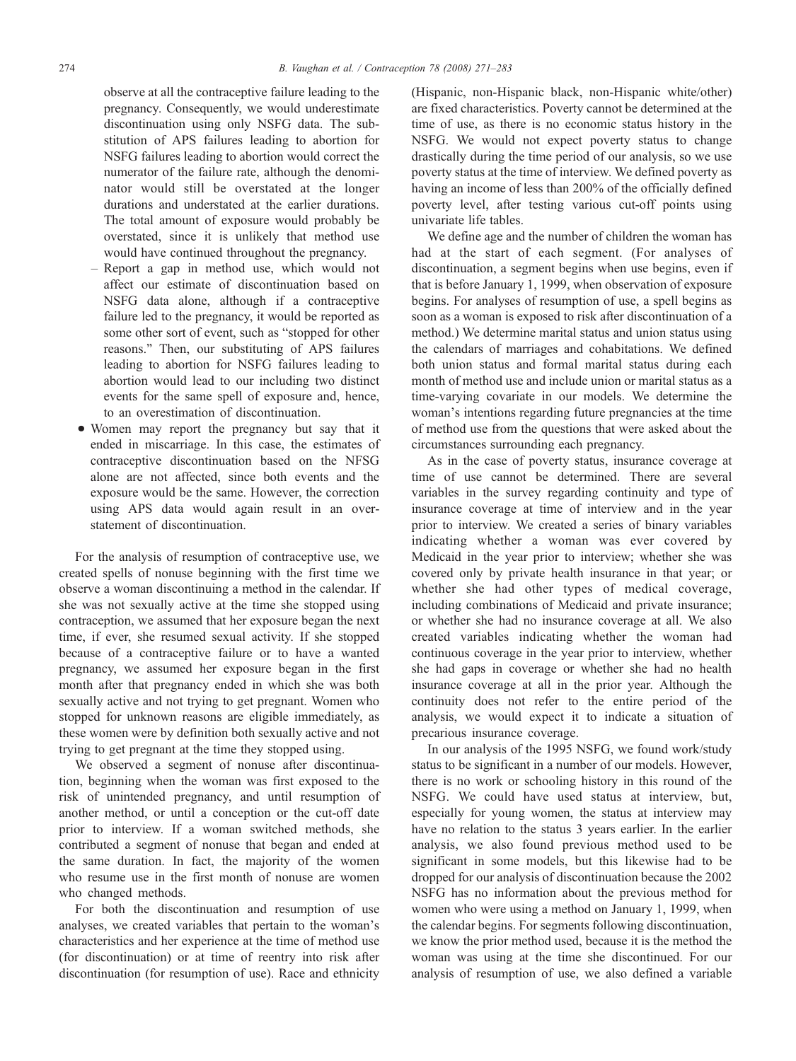observe at all the contraceptive failure leading to the pregnancy. Consequently, we would underestimate discontinuation using only NSFG data. The substitution of APS failures leading to abortion for NSFG failures leading to abortion would correct the numerator of the failure rate, although the denominator would still be overstated at the longer durations and understated at the earlier durations. The total amount of exposure would probably be overstated, since it is unlikely that method use would have continued throughout the pregnancy.

  – Report a gap in method use, which would not affect our estimate of discontinuation based on NSFG data alone, although if a contraceptive failure led to the pregnancy, it would be reported as some other sort of event, such as "stopped for other reasons." Then, our substituting of APS failures leading to abortion for NSFG failures leading to abortion would lead to our including two distinct events for the same spell of exposure and, hence, to an overestimation of discontinuation.

- Women may report the pregnancy but say that it ended in miscarriage. In this case, the estimates of contraceptive discontinuation based on the NSFG alone are not affected, since both events and the exposure would be the same. However, the correction using APS data would again result in an overstatement of discontinuation.

For the analysis of resumption of contraceptive use, we created spells of nonuse beginning with the first time we observe a woman discontinuing a method in the calendar. If she was not sexually active at the time she stopped using contraception, we assumed that her exposure began the next time, if ever, she resumed sexual activity. If she stopped because of a contraceptive failure or to have a wanted pregnancy, we assumed her exposure began in the first month after that pregnancy ended in which she was both sexually active and not trying to get pregnant. Women who stopped for unknown reasons are eligible immediately, as these women were by definition both sexually active and not trying to get pregnant at the time they stopped using.

We observed a segment of nonuse after discontinuation, beginning when the woman was first exposed to the risk of unintended pregnancy, and until resumption of another method, or until a conception or the cut-off date prior to interview. If a woman switched methods, she contributed a segment of nonuse that began and ended at the same duration. In fact, the majority of the women who resume use in the first month of nonuse are women who changed methods.

For both the discontinuation and resumption of use analyses, we created variables that pertain to the woman's characteristics and her experience at the time of method use (for discontinuation) or at time of reentry into risk after discontinuation (for resumption of use). Race and ethnicity (Hispanic, non-Hispanic black, non-Hispanic white/other) are fixed characteristics. Poverty cannot be determined at the time of use, as there is no economic status history in the NSFG. We would not expect poverty status to change drastically during the time period of our analysis, so we use poverty status at the time of interview. We defined poverty as having an income of less than 200% of the officially defined poverty level, after testing various cut-off points using univariate life tables.

We define age and the number of children the woman has had at the start of each segment. (For analyses of discontinuation, a segment begins when use begins, even if that is before January 1, 1999, when observation of exposure begins. For analyses of resumption of use, a spell begins as soon as a woman is exposed to risk after discontinuation of a method.) We determine marital status and union status using the calendars of marriages and cohabitations. We defined both union status and formal marital status during each month of method use and include union or marital status as a time-varying covariate in our models. We determine the woman's intentions regarding future pregnancies at the time of method use from the questions that were asked about the circumstances surrounding each pregnancy.

As in the case of poverty status, insurance coverage at time of use cannot be determined. There are several variables in the survey regarding continuity and type of insurance coverage at time of interview and in the year prior to interview. We created a series of binary variables indicating whether a woman was ever covered by Medicaid in the year prior to interview; whether she was covered only by private health insurance in that year; or whether she had other types of medical coverage, including combinations of Medicaid and private insurance; or whether she had no insurance coverage at all. We also created variables indicating whether the woman had continuous coverage in the year prior to interview, whether she had gaps in coverage or whether she had no health insurance coverage at all in the prior year. Although the continuity does not refer to the entire period of the analysis, we would expect it to indicate a situation of precarious insurance coverage.

In our analysis of the 1995 NSFG, we found work/study status to be significant in a number of our models. However, there is no work or schooling history in this round of the NSFG. We could have used status at interview, but, especially for young women, the status at interview may have no relation to the status 3 years earlier. In the earlier analysis, we also found previous method used to be significant in some models, but this likewise had to be dropped for our analysis of discontinuation because the 2002 NSFG has no information about the previous method for women who were using a method on January 1, 1999, when the calendar begins. For segments following discontinuation, we know the prior method used, because it is the method the woman was using at the time she discontinued. For our analysis of resumption of use, we also defined a variable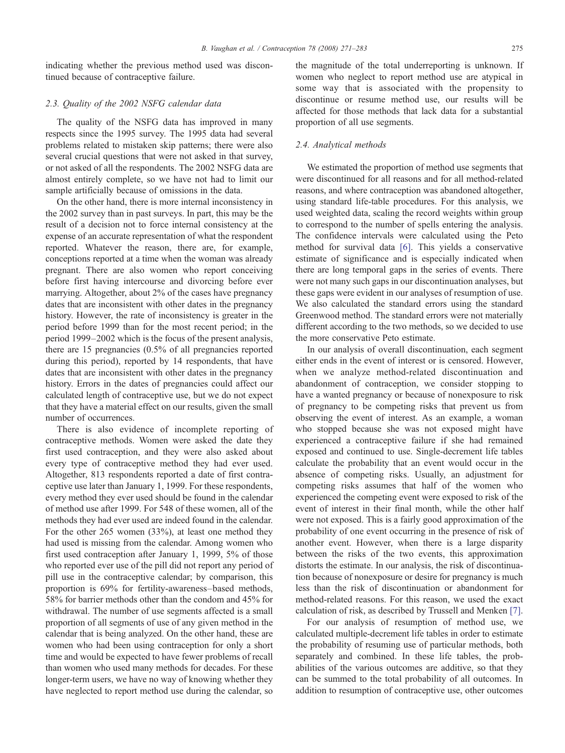indicating whether the previous method used was discontinued because of contraceptive failure.

### 2.3. Quality of the 2002 NSFG calendar data

The quality of the NSFG data has improved in many respects since the 1995 survey. The 1995 data had several problems related to mistaken skip patterns; there were also several crucial questions that were not asked in that survey, or not asked of all the respondents. The 2002 NSFG data are almost entirely complete, so we have not had to limit our sample artificially because of omissions in the data.

On the other hand, there is more internal inconsistency in the 2002 survey than in past surveys. In part, this may be the result of a decision not to force internal consistency at the expense of an accurate representation of what the respondent reported. Whatever the reason, there are, for example, conceptions reported at a time when the woman was already pregnant. There are also women who report conceiving before first having intercourse and divorcing before ever marrying. Altogether, about 2% of the cases have pregnancy dates that are inconsistent with other dates in the pregnancy history. However, the rate of inconsistency is greater in the period before 1999 than for the most recent period; in the period 1999–2002 which is the focus of the present analysis, there are 15 pregnancies (0.5% of all pregnancies reported during this period), reported by 14 respondents, that have dates that are inconsistent with other dates in the pregnancy history. Errors in the dates of pregnancies could affect our calculated length of contraceptive use, but we do not expect that they have a material effect on our results, given the small number of occurrences.

There is also evidence of incomplete reporting of contraceptive methods. Women were asked the date they first used contraception, and they were also asked about every type of contraceptive method they had ever used. Altogether, 813 respondents reported a date of first contraceptive use later than January 1, 1999. For these respondents, every method they ever used should be found in the calendar of method use after 1999. For 548 of these women, all of the methods they had ever used are indeed found in the calendar. For the other 265 women (33%), at least one method they had used is missing from the calendar. Among women who first used contraception after January 1, 1999, 5% of those who reported ever use of the pill did not report any period of pill use in the contraceptive calendar; by comparison, this proportion is 69% for fertility-awareness–based methods, 58% for barrier methods other than the condom and 45% for withdrawal. The number of use segments affected is a small proportion of all segments of use of any given method in the calendar that is being analyzed. On the other hand, these are women who had been using contraception for only a short time and would be expected to have fewer problems of recall than women who used many methods for decades. For these longer-term users, we have no way of knowing whether they have neglected to report method use during the calendar, so the magnitude of the total underreporting is unknown. If women who neglect to report method use are atypical in some way that is associated with the propensity to discontinue or resume method use, our results will be affected for those methods that lack data for a substantial proportion of all use segments.

### 2.4. Analytical methods

We estimated the proportion of method use segments that were discontinued for all reasons and for all method-related reasons, and where contraception was abandoned altogether, using standard life-table procedures. For this analysis, we used weighted data, scaling the record weights within group to correspond to the number of spells entering the analysis. The confidence intervals were calculated using the Peto method for survival data [6]. This yields a conservative estimate of significance and is especially indicated when there are long temporal gaps in the series of events. There were not many such gaps in our discontinuation analyses, but these gaps were evident in our analyses of resumption of use. We also calculated the standard errors using the standard Greenwood method. The standard errors were not materially different according to the two methods, so we decided to use the more conservative Peto estimate.

In our analysis of overall discontinuation, each segment either ends in the event of interest or is censored. However, when we analyze method-related discontinuation and abandonment of contraception, we consider stopping to have a wanted pregnancy or because of nonexposure to risk of pregnancy to be competing risks that prevent us from observing the event of interest. As an example, a woman who stopped because she was not exposed might have experienced a contraceptive failure if she had remained exposed and continued to use. Single-decrement life tables calculate the probability that an event would occur in the absence of competing risks. Usually, an adjustment for competing risks assumes that half of the women who experienced the competing event were exposed to risk of the event of interest in their final month, while the other half were not exposed. This is a fairly good approximation of the probability of one event occurring in the presence of risk of another event. However, when there is a large disparity between the risks of the two events, this approximation distorts the estimate. In our analysis, the risk of discontinuation because of nonexposure or desire for pregnancy is much less than the risk of discontinuation or abandonment for method-related reasons. For this reason, we used the exact calculation of risk, as described by Trussell and Menken [7].

For our analysis of resumption of method use, we calculated multiple-decrement life tables in order to estimate the probability of resuming use of particular methods, both separately and combined. In these life tables, the probabilities of the various outcomes are additive, so that they can be summed to the total probability of all outcomes. In addition to resumption of contraceptive use, other outcomes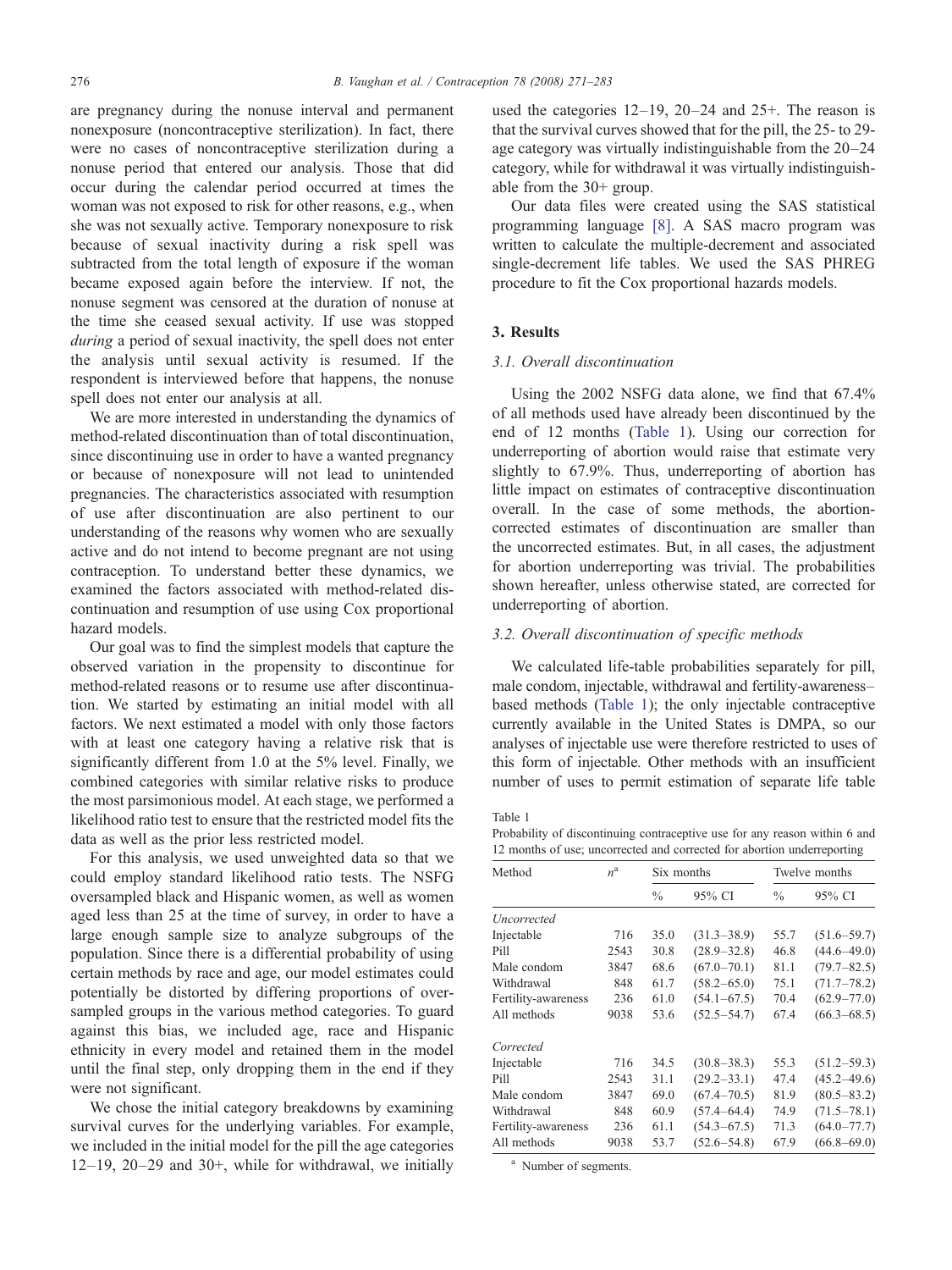are pregnancy during the nonuse interval and permanent nonexposure (noncontraceptive sterilization). In fact, there were no cases of noncontraceptive sterilization during a nonuse period that entered our analysis. Those that did occur during the calendar period occurred at times the woman was not exposed to risk for other reasons, e.g., when she was not sexually active. Temporary nonexposure to risk because of sexual inactivity during a risk spell was subtracted from the total length of exposure if the woman became exposed again before the interview. If not, the nonuse segment was censored at the duration of nonuse at the time she ceased sexual activity. If use was stopped *during* a period of sexual inactivity, the spell does not enter the analysis until sexual activity is resumed. If the respondent is interviewed before that happens, the nonuse spell does not enter our analysis at all.

We are more interested in understanding the dynamics of method-related discontinuation than of total discontinuation, since discontinuing use in order to have a wanted pregnancy or because of nonexposure will not lead to unintended pregnancies. The characteristics associated with resumption of use after discontinuation are also pertinent to our understanding of the reasons why women who are sexually active and do not intend to become pregnant are not using contraception. To understand better these dynamics, we examined the factors associated with method-related discontinuation and resumption of use using Cox proportional hazard models.

Our goal was to find the simplest models that capture the observed variation in the propensity to discontinue for method-related reasons or to resume use after discontinuation. We started by estimating an initial model with all factors. We next estimated a model with only those factors with at least one category having a relative risk that is significantly different from 1.0 at the 5% level. Finally, we combined categories with similar relative risks to produce the most parsimonious model. At each stage, we performed a likelihood ratio test to ensure that the restricted model fits the data as well as the prior less restricted model.

For this analysis, we used unweighted data so that we could employ standard likelihood ratio tests. The NSFG oversampled black and Hispanic women, as well as women aged less than 25 at the time of survey, in order to have a large enough sample size to analyze subgroups of the population. Since there is a differential probability of using certain methods by race and age, our model estimates could potentially be distorted by differing proportions of oversampled groups in the various method categories. To guard against this bias, we included age, race and Hispanic ethnicity in every model and retained them in the model until the final step, only dropping them in the end if they were not significant.

We chose the initial category breakdowns by examining survival curves for the underlying variables. For example, we included in the initial model for the pill the age categories 12–19, 20–29 and 30+, while for withdrawal, we initially used the categories 12–19, 20–24 and 25+. The reason is that the survival curves showed that for the pill, the 25- to 29-age category was virtually indistinguishable from the 20–24 category, while for withdrawal it was virtually indistinguishable from the 30+ group.

Our data files were created using the SAS statistical programming language [8]. A SAS macro program was written to calculate the multiple-decrement and associated single-decrement life tables. We used the SAS PHREG procedure to fit the Cox proportional hazards models.

## 3. Results

### 3.1. Overall discontinuation

Using the 2002 NSFG data alone, we find that 67.4% of all methods used have already been discontinued by the end of 12 months (Table 1). Using our correction for underreporting of abortion would raise that estimate very slightly to 67.9%. Thus, underreporting of abortion has little impact on estimates of contraceptive discontinuation overall. In the case of some methods, the abortion-corrected estimates of discontinuation are smaller than the uncorrected estimates. But, in all cases, the adjustment for abortion underreporting was trivial. The probabilities shown hereafter, unless otherwise stated, are corrected for underreporting of abortion.

### 3.2. Overall discontinuation of specific methods

We calculated life-table probabilities separately for pill, male condom, injectable, withdrawal and fertility-awareness–based methods (Table 1); the only injectable contraceptive currently available in the United States is DMPA, so our analyses of injectable use were therefore restricted to uses of this form of injectable. Other methods with an insufficient number of uses to permit estimation of separate life table

Table 1
Probability of discontinuing contraceptive use for any reason within 6 and 12 months of use; uncorrected and corrected for abortion underreporting

| Method | $n$[a] | Six months | | Twelve months | |
|---|---|---|---|---|---|
| | | % | 95% CI | % | 95% CI |
| *Uncorrected* | | | | | |
| Injectable | 716 | 35.0 | (31.3–38.9) | 55.7 | (51.6–59.7) |
| Pill | 2543 | 30.8 | (28.9–32.8) | 46.8 | (44.6–49.0) |
| Male condom | 3847 | 68.6 | (67.0–70.1) | 81.1 | (79.7–82.5) |
| Withdrawal | 848 | 61.7 | (58.2–65.0) | 75.1 | (71.7–78.2) |
| Fertility-awareness | 236 | 61.0 | (54.1–67.5) | 70.4 | (62.9–77.0) |
| All methods | 9038 | 53.6 | (52.5–54.7) | 67.4 | (66.3–68.5) |
| *Corrected* | | | | | |
| Injectable | 716 | 34.5 | (30.8–38.3) | 55.3 | (51.2–59.3) |
| Pill | 2543 | 31.1 | (29.2–33.1) | 47.4 | (45.2–49.6) |
| Male condom | 3847 | 69.0 | (67.4–70.5) | 81.9 | (80.5–83.2) |
| Withdrawal | 848 | 60.9 | (57.4–64.4) | 74.9 | (71.5–78.1) |
| Fertility-awareness | 236 | 61.1 | (54.3–67.5) | 71.3 | (64.0–77.7) |
| All methods | 9038 | 53.7 | (52.6–54.8) | 67.9 | (66.8–69.0) |

[a] Number of segments.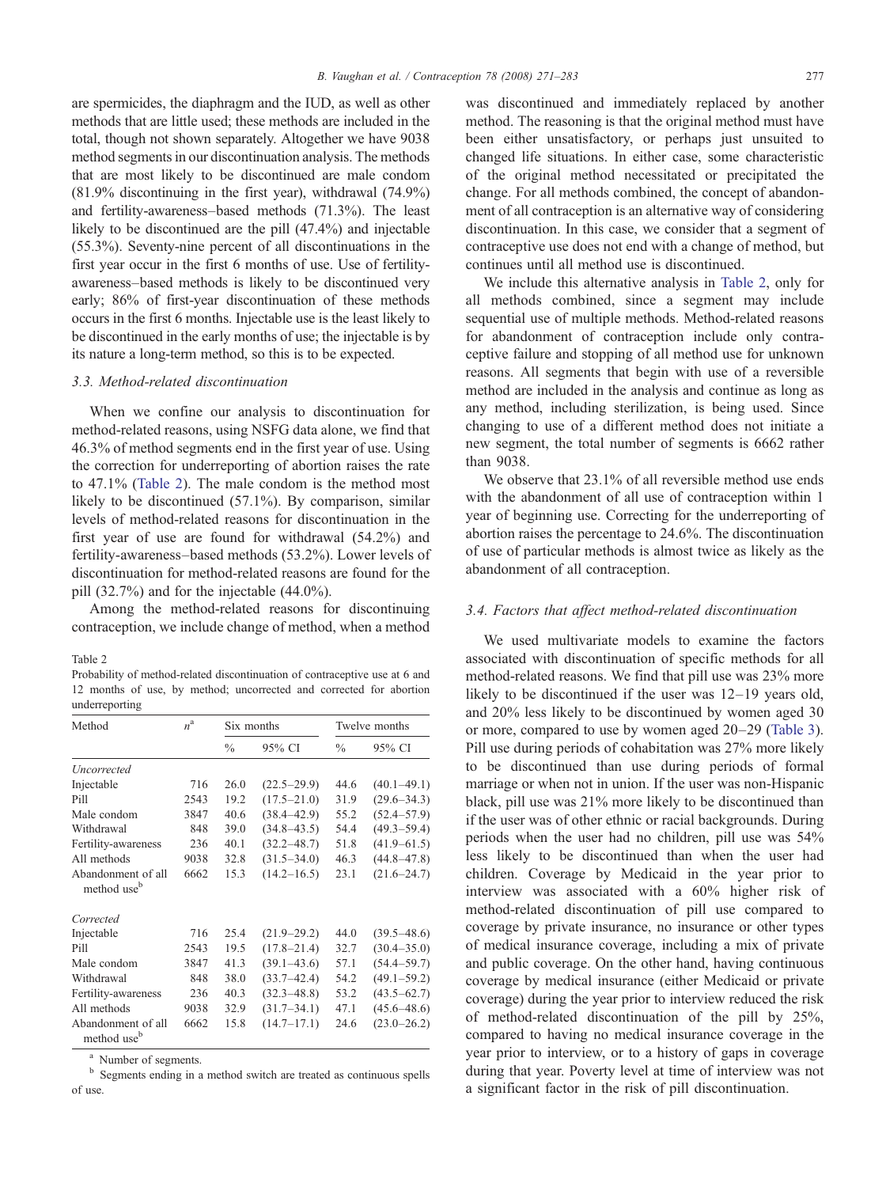are spermicides, the diaphragm and the IUD, as well as other methods that are little used; these methods are included in the total, though not shown separately. Altogether we have 9038 method segments in our discontinuation analysis. The methods that are most likely to be discontinued are male condom (81.9% discontinuing in the first year), withdrawal (74.9%) and fertility-awareness–based methods (71.3%). The least likely to be discontinued are the pill (47.4%) and injectable (55.3%). Seventy-nine percent of all discontinuations in the first year occur in the first 6 months of use. Use of fertility-awareness–based methods is likely to be discontinued very early; 86% of first-year discontinuation of these methods occurs in the first 6 months. Injectable use is the least likely to be discontinued in the early months of use; the injectable is by its nature a long-term method, so this is to be expected.

### 3.3. Method-related discontinuation

When we confine our analysis to discontinuation for method-related reasons, using NSFG data alone, we find that 46.3% of method segments end in the first year of use. Using the correction for underreporting of abortion raises the rate to 47.1% (Table 2). The male condom is the method most likely to be discontinued (57.1%). By comparison, similar levels of method-related reasons for discontinuation in the first year of use are found for withdrawal (54.2%) and fertility-awareness–based methods (53.2%). Lower levels of discontinuation for method-related reasons are found for the pill (32.7%) and for the injectable (44.0%).

Among the method-related reasons for discontinuing contraception, we include change of method, when a method was discontinued and immediately replaced by another method. The reasoning is that the original method must have been either unsatisfactory, or perhaps just unsuited to changed life situations. In either case, some characteristic of the original method necessitated or precipitated the change. For all methods combined, the concept of abandonment of all contraception is an alternative way of considering discontinuation. In this case, we consider that a segment of contraceptive use does not end with a change of method, but continues until all method use is discontinued.

We include this alternative analysis in Table 2, only for all methods combined, since a segment may include sequential use of multiple methods. Method-related reasons for abandonment of contraception include only contraceptive failure and stopping of all method use for unknown reasons. All segments that begin with use of a reversible method are included in the analysis and continue as long as any method, including sterilization, is being used. Since changing to use of a different method does not initiate a new segment, the total number of segments is 6662 rather than 9038.

We observe that 23.1% of all reversible method use ends with the abandonment of all use of contraception within 1 year of beginning use. Correcting for the underreporting of abortion raises the percentage to 24.6%. The discontinuation of use of particular methods is almost twice as likely as the abandonment of all contraception.

Table 2
Probability of method-related discontinuation of contraceptive use at 6 and 12 months of use, by method; uncorrected and corrected for abortion underreporting

| Method | $n$[a] | Six months | | Twelve months | |
|---|---|---|---|---|---|
| | | % | 95% CI | % | 95% CI |
| *Uncorrected* | | | | | |
| Injectable | 716 | 26.0 | (22.5–29.9) | 44.6 | (40.1–49.1) |
| Pill | 2543 | 19.2 | (17.5–21.0) | 31.9 | (29.6–34.3) |
| Male condom | 3847 | 40.6 | (38.4–42.9) | 55.2 | (52.4–57.9) |
| Withdrawal | 848 | 39.0 | (34.8–43.5) | 54.4 | (49.3–59.4) |
| Fertility-awareness | 236 | 40.1 | (32.2–48.7) | 51.8 | (41.9–61.5) |
| All methods | 9038 | 32.8 | (31.5–34.0) | 46.3 | (44.8–47.8) |
| Abandonment of all method use[b] | 6662 | 15.3 | (14.2–16.5) | 23.1 | (21.6–24.7) |
| *Corrected* | | | | | |
| Injectable | 716 | 25.4 | (21.9–29.2) | 44.0 | (39.5–48.6) |
| Pill | 2543 | 19.5 | (17.8–21.4) | 32.7 | (30.4–35.0) |
| Male condom | 3847 | 41.3 | (39.1–43.6) | 57.1 | (54.4–59.7) |
| Withdrawal | 848 | 38.0 | (33.7–42.4) | 54.2 | (49.1–59.2) |
| Fertility-awareness | 236 | 40.3 | (32.3–48.8) | 53.2 | (43.5–62.7) |
| All methods | 9038 | 32.9 | (31.7–34.1) | 47.1 | (45.6–48.6) |
| Abandonment of all method use[b] | 6662 | 15.8 | (14.7–17.1) | 24.6 | (23.0–26.2) |

[a] Number of segments.
[b] Segments ending in a method switch are treated as continuous spells of use.

### 3.4. Factors that affect method-related discontinuation

We used multivariate models to examine the factors associated with discontinuation of specific methods for all method-related reasons. We find that pill use was 23% more likely to be discontinued if the user was 12–19 years old, and 20% less likely to be discontinued by women aged 30 or more, compared to use by women aged 20–29 (Table 3). Pill use during periods of cohabitation was 27% more likely to be discontinued than use during periods of formal marriage or when not in union. If the user was non-Hispanic black, pill use was 21% more likely to be discontinued than if the user was of other ethnic or racial backgrounds. During periods when the user had no children, pill use was 54% less likely to be discontinued than when the user had children. Coverage by Medicaid in the year prior to interview was associated with a 60% higher risk of method-related discontinuation of pill use compared to coverage by private insurance, no insurance or other types of medical insurance coverage, including a mix of private and public coverage. On the other hand, having continuous coverage by medical insurance (either Medicaid or private coverage) during the year prior to interview reduced the risk of method-related discontinuation of the pill by 25%, compared to having no medical insurance coverage in the year prior to interview, or to a history of gaps in coverage during that year. Poverty level at time of interview was not a significant factor in the risk of pill discontinuation.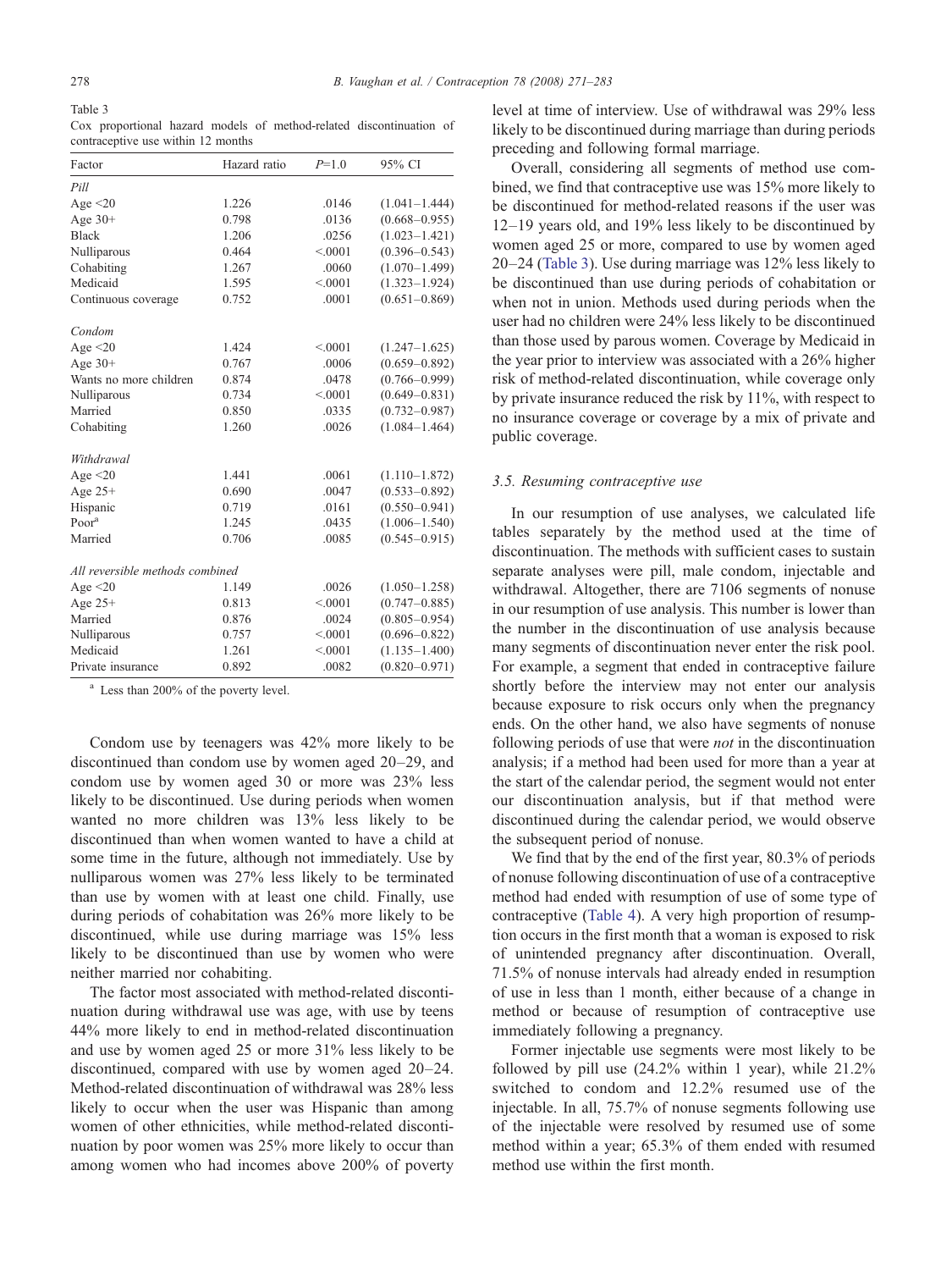Table 3

Cox proportional hazard models of method-related discontinuation of contraceptive use within 12 months

| Factor | Hazard ratio | P=1.0 | 95% CI |
|---|---|---|---|
| *Pill* | | | |
| Age <20 | 1.226 | .0146 | (1.041–1.444) |
| Age 30+ | 0.798 | .0136 | (0.668–0.955) |
| Black | 1.206 | .0256 | (1.023–1.421) |
| Nulliparous | 0.464 | <.0001 | (0.396–0.543) |
| Cohabiting | 1.267 | .0060 | (1.070–1.499) |
| Medicaid | 1.595 | <.0001 | (1.323–1.924) |
| Continuous coverage | 0.752 | .0001 | (0.651–0.869) |
| *Condom* | | | |
| Age <20 | 1.424 | <.0001 | (1.247–1.625) |
| Age 30+ | 0.767 | .0006 | (0.659–0.892) |
| Wants no more children | 0.874 | .0478 | (0.766–0.999) |
| Nulliparous | 0.734 | <.0001 | (0.649–0.831) |
| Married | 0.850 | .0335 | (0.732–0.987) |
| Cohabiting | 1.260 | .0026 | (1.084–1.464) |
| *Withdrawal* | | | |
| Age <20 | 1.441 | .0061 | (1.110–1.872) |
| Age 25+ | 0.690 | .0047 | (0.533–0.892) |
| Hispanic | 0.719 | .0161 | (0.550–0.941) |
| Poor[a] | 1.245 | .0435 | (1.006–1.540) |
| Married | 0.706 | .0085 | (0.545–0.915) |
| *All reversible methods combined* | | | |
| Age <20 | 1.149 | .0026 | (1.050–1.258) |
| Age 25+ | 0.813 | <.0001 | (0.747–0.885) |
| Married | 0.876 | .0024 | (0.805–0.954) |
| Nulliparous | 0.757 | <.0001 | (0.696–0.822) |
| Medicaid | 1.261 | <.0001 | (1.135–1.400) |
| Private insurance | 0.892 | .0082 | (0.820–0.971) |

[a] Less than 200% of the poverty level.

Condom use by teenagers was 42% more likely to be discontinued than condom use by women aged 20–29, and condom use by women aged 30 or more was 23% less likely to be discontinued. Use during periods when women wanted no more children was 13% less likely to be discontinued than when women wanted to have a child at some time in the future, although not immediately. Use by nulliparous women was 27% less likely to be terminated than use by women with at least one child. Finally, use during periods of cohabitation was 26% more likely to be discontinued, while use during marriage was 15% less likely to be discontinued than use by women who were neither married nor cohabiting.

The factor most associated with method-related discontinuation during withdrawal use was age, with use by teens 44% more likely to end in method-related discontinuation and use by women aged 25 or more 31% less likely to be discontinued, compared with use by women aged 20–24. Method-related discontinuation of withdrawal was 28% less likely to occur when the user was Hispanic than among women of other ethnicities, while method-related discontinuation by poor women was 25% more likely to occur than among women who had incomes above 200% of poverty level at time of interview. Use of withdrawal was 29% less likely to be discontinued during marriage than during periods preceding and following formal marriage.

Overall, considering all segments of method use combined, we find that contraceptive use was 15% more likely to be discontinued for method-related reasons if the user was 12–19 years old, and 19% less likely to be discontinued by women aged 25 or more, compared to use by women aged 20–24 (Table 3). Use during marriage was 12% less likely to be discontinued than use during periods of cohabitation or when not in union. Methods used during periods when the user had no children were 24% less likely to be discontinued than those used by parous women. Coverage by Medicaid in the year prior to interview was associated with a 26% higher risk of method-related discontinuation, while coverage only by private insurance reduced the risk by 11%, with respect to no insurance coverage or coverage by a mix of private and public coverage.

### 3.5. Resuming contraceptive use

In our resumption of use analyses, we calculated life tables separately by the method used at the time of discontinuation. The methods with sufficient cases to sustain separate analyses were pill, male condom, injectable and withdrawal. Altogether, there are 7106 segments of nonuse in our resumption of use analysis. This number is lower than the number in the discontinuation of use analysis because many segments of discontinuation never enter the risk pool. For example, a segment that ended in contraceptive failure shortly before the interview may not enter our analysis because exposure to risk occurs only when the pregnancy ends. On the other hand, we also have segments of nonuse following periods of use that were *not* in the discontinuation analysis; if a method had been used for more than a year at the start of the calendar period, the segment would not enter our discontinuation analysis, but if that method were discontinued during the calendar period, we would observe the subsequent period of nonuse.

We find that by the end of the first year, 80.3% of periods of nonuse following discontinuation of use of a contraceptive method had ended with resumption of use of some type of contraceptive (Table 4). A very high proportion of resumption occurs in the first month that a woman is exposed to risk of unintended pregnancy after discontinuation. Overall, 71.5% of nonuse intervals had already ended in resumption of use in less than 1 month, either because of a change in method or because of resumption of contraceptive use immediately following a pregnancy.

Former injectable use segments were most likely to be followed by pill use (24.2% within 1 year), while 21.2% switched to condom and 12.2% resumed use of the injectable. In all, 75.7% of nonuse segments following use of the injectable were resolved by resumed use of some method within a year; 65.3% of them ended with resumed method use within the first month.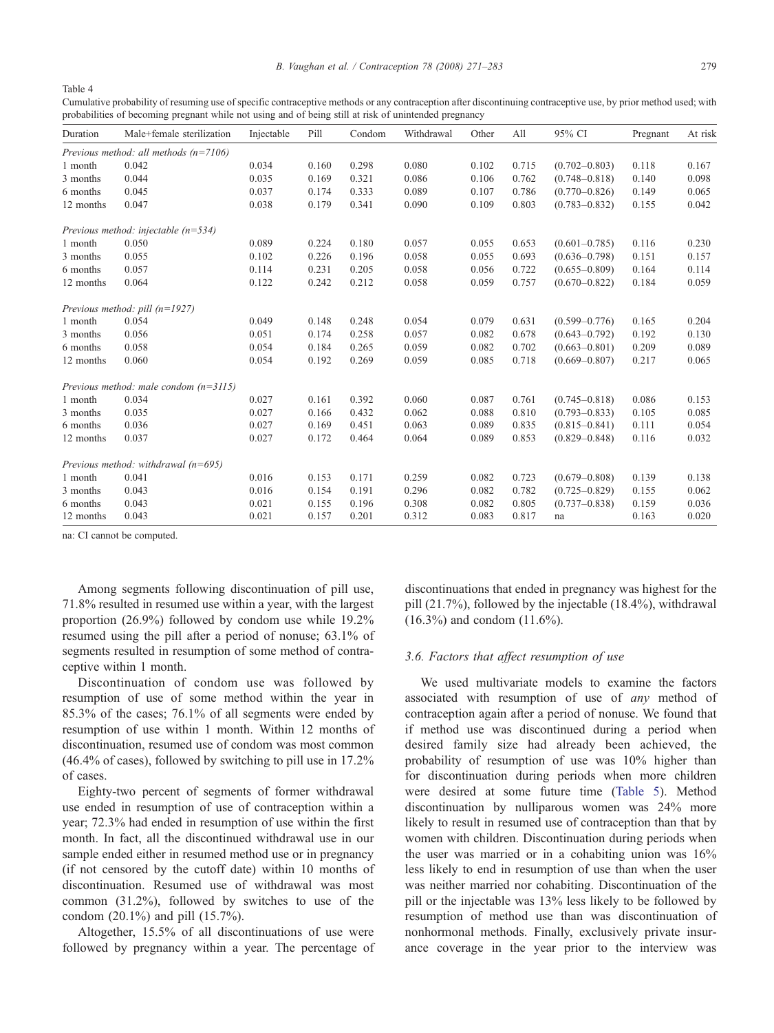Table 4

Cumulative probability of resuming use of specific contraceptive methods or any contraception after discontinuing contraceptive use, by prior method used; with probabilities of becoming pregnant while not using and of being still at risk of unintended pregnancy

| Duration | Male+female sterilization | Injectable | Pill | Condom | Withdrawal | Other | All | 95% CI | Pregnant | At risk |
|---|---|---|---|---|---|---|---|---|---|---|
| *Previous method: all methods (n=7106)* | | | | | | | | | | |
| 1 month | 0.042 | 0.034 | 0.160 | 0.298 | 0.080 | 0.102 | 0.715 | (0.702–0.803) | 0.118 | 0.167 |
| 3 months | 0.044 | 0.035 | 0.169 | 0.321 | 0.086 | 0.106 | 0.762 | (0.748–0.818) | 0.140 | 0.098 |
| 6 months | 0.045 | 0.037 | 0.174 | 0.333 | 0.089 | 0.107 | 0.786 | (0.770–0.826) | 0.149 | 0.065 |
| 12 months | 0.047 | 0.038 | 0.179 | 0.341 | 0.090 | 0.109 | 0.803 | (0.783–0.832) | 0.155 | 0.042 |
| *Previous method: injectable (n=534)* | | | | | | | | | | |
| 1 month | 0.050 | 0.089 | 0.224 | 0.180 | 0.057 | 0.055 | 0.653 | (0.601–0.785) | 0.116 | 0.230 |
| 3 months | 0.055 | 0.102 | 0.226 | 0.196 | 0.058 | 0.055 | 0.693 | (0.636–0.798) | 0.151 | 0.157 |
| 6 months | 0.057 | 0.114 | 0.231 | 0.205 | 0.058 | 0.056 | 0.722 | (0.655–0.809) | 0.164 | 0.114 |
| 12 months | 0.064 | 0.122 | 0.242 | 0.212 | 0.058 | 0.059 | 0.757 | (0.670–0.822) | 0.184 | 0.059 |
| *Previous method: pill (n=1927)* | | | | | | | | | | |
| 1 month | 0.054 | 0.049 | 0.148 | 0.248 | 0.054 | 0.079 | 0.631 | (0.599–0.776) | 0.165 | 0.204 |
| 3 months | 0.056 | 0.051 | 0.174 | 0.258 | 0.057 | 0.082 | 0.678 | (0.643–0.792) | 0.192 | 0.130 |
| 6 months | 0.058 | 0.054 | 0.184 | 0.265 | 0.059 | 0.082 | 0.702 | (0.663–0.801) | 0.209 | 0.089 |
| 12 months | 0.060 | 0.054 | 0.192 | 0.269 | 0.059 | 0.085 | 0.718 | (0.669–0.807) | 0.217 | 0.065 |
| *Previous method: male condom (n=3115)* | | | | | | | | | | |
| 1 month | 0.034 | 0.027 | 0.161 | 0.392 | 0.060 | 0.087 | 0.761 | (0.745–0.818) | 0.086 | 0.153 |
| 3 months | 0.035 | 0.027 | 0.166 | 0.432 | 0.062 | 0.088 | 0.810 | (0.793–0.833) | 0.105 | 0.085 |
| 6 months | 0.036 | 0.027 | 0.169 | 0.451 | 0.063 | 0.089 | 0.835 | (0.815–0.841) | 0.111 | 0.054 |
| 12 months | 0.037 | 0.027 | 0.172 | 0.464 | 0.064 | 0.089 | 0.853 | (0.829–0.848) | 0.116 | 0.032 |
| *Previous method: withdrawal (n=695)* | | | | | | | | | | |
| 1 month | 0.041 | 0.016 | 0.153 | 0.171 | 0.259 | 0.082 | 0.723 | (0.679–0.808) | 0.139 | 0.138 |
| 3 months | 0.043 | 0.016 | 0.154 | 0.191 | 0.296 | 0.082 | 0.782 | (0.725–0.829) | 0.155 | 0.062 |
| 6 months | 0.043 | 0.021 | 0.155 | 0.196 | 0.308 | 0.082 | 0.805 | (0.737–0.838) | 0.159 | 0.036 |
| 12 months | 0.043 | 0.021 | 0.157 | 0.201 | 0.312 | 0.083 | 0.817 | na | 0.163 | 0.020 |

na: CI cannot be computed.

Among segments following discontinuation of pill use, 71.8% resulted in resumed use within a year, with the largest proportion (26.9%) followed by condom use while 19.2% resumed using the pill after a period of nonuse; 63.1% of segments resulted in resumption of some method of contraceptive within 1 month.

Discontinuation of condom use was followed by resumption of use of some method within the year in 85.3% of the cases; 76.1% of all segments were ended by resumption of use within 1 month. Within 12 months of discontinuation, resumed use of condom was most common (46.4% of cases), followed by switching to pill use in 17.2% of cases.

Eighty-two percent of segments of former withdrawal use ended in resumption of use of contraception within a year; 72.3% had ended in resumption of use within the first month. In fact, all the discontinued withdrawal use in our sample ended either in resumed method use or in pregnancy (if not censored by the cutoff date) within 10 months of discontinuation. Resumed use of withdrawal was most common (31.2%), followed by switches to use of the condom (20.1%) and pill (15.7%).

Altogether, 15.5% of all discontinuations of use were followed by pregnancy within a year. The percentage of discontinuations that ended in pregnancy was highest for the pill (21.7%), followed by the injectable (18.4%), withdrawal (16.3%) and condom (11.6%).

### 3.6. Factors that affect resumption of use

We used multivariate models to examine the factors associated with resumption of use of *any* method of contraception again after a period of nonuse. We found that if method use was discontinued during a period when desired family size had already been achieved, the probability of resumption of use was 10% higher than for discontinuation during periods when more children were desired at some future time (Table 5). Method discontinuation by nulliparous women was 24% more likely to result in resumed use of contraception than that by women with children. Discontinuation during periods when the user was married or in a cohabiting union was 16% less likely to end in resumption of use than when the user was neither married nor cohabiting. Discontinuation of the pill or the injectable was 13% less likely to be followed by resumption of method use than was discontinuation of nonhormonal methods. Finally, exclusively private insurance coverage in the year prior to the interview was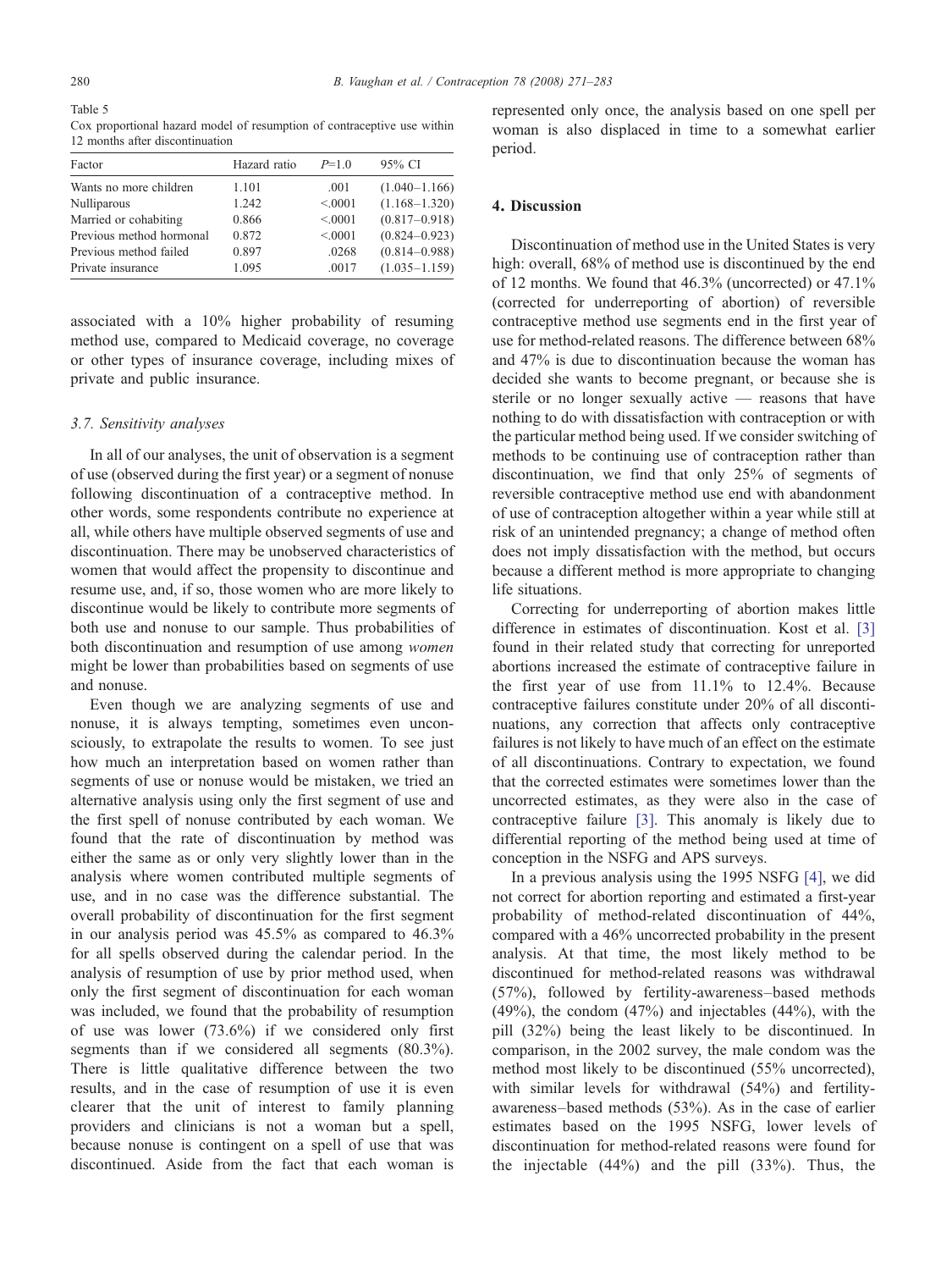Table 5
Cox proportional hazard model of resumption of contraceptive use within 12 months after discontinuation

| Factor | Hazard ratio | P=1.0 | 95% CI |
|---|---|---|---|
| Wants no more children | 1.101 | .001 | (1.040–1.166) |
| Nulliparous | 1.242 | <.0001 | (1.168–1.320) |
| Married or cohabiting | 0.866 | <.0001 | (0.817–0.918) |
| Previous method hormonal | 0.872 | <.0001 | (0.824–0.923) |
| Previous method failed | 0.897 | .0268 | (0.814–0.988) |
| Private insurance | 1.095 | .0017 | (1.035–1.159) |

associated with a 10% higher probability of resuming method use, compared to Medicaid coverage, no coverage or other types of insurance coverage, including mixes of private and public insurance.

### 3.7. Sensitivity analyses

In all of our analyses, the unit of observation is a segment of use (observed during the first year) or a segment of nonuse following discontinuation of a contraceptive method. In other words, some respondents contribute no experience at all, while others have multiple observed segments of use and discontinuation. There may be unobserved characteristics of women that would affect the propensity to discontinue and resume use, and, if so, those women who are more likely to discontinue would be likely to contribute more segments of both use and nonuse to our sample. Thus probabilities of both discontinuation and resumption of use among *women* might be lower than probabilities based on segments of use and nonuse.

Even though we are analyzing segments of use and nonuse, it is always tempting, sometimes even unconsciously, to extrapolate the results to women. To see just how much an interpretation based on women rather than segments of use or nonuse would be mistaken, we tried an alternative analysis using only the first segment of use and the first spell of nonuse contributed by each woman. We found that the rate of discontinuation by method was either the same as or only very slightly lower than in the analysis where women contributed multiple segments of use, and in no case was the difference substantial. The overall probability of discontinuation for the first segment in our analysis period was 45.5% as compared to 46.3% for all spells observed during the calendar period. In the analysis of resumption of use by prior method used, when only the first segment of discontinuation for each woman was included, we found that the probability of resumption of use was lower (73.6%) if we considered only first segments than if we considered all segments (80.3%). There is little qualitative difference between the two results, and in the case of resumption of use it is even clearer that the unit of interest to family planning providers and clinicians is not a woman but a spell, because nonuse is contingent on a spell of use that was discontinued. Aside from the fact that each woman is represented only once, the analysis based on one spell per woman is also displaced in time to a somewhat earlier period.

## 4. Discussion

Discontinuation of method use in the United States is very high: overall, 68% of method use is discontinued by the end of 12 months. We found that 46.3% (uncorrected) or 47.1% (corrected for underreporting of abortion) of reversible contraceptive method use segments end in the first year of use for method-related reasons. The difference between 68% and 47% is due to discontinuation because the woman has decided she wants to become pregnant, or because she is sterile or no longer sexually active — reasons that have nothing to do with dissatisfaction with contraception or with the particular method being used. If we consider switching of methods to be continuing use of contraception rather than discontinuation, we find that only 25% of segments of reversible contraceptive method use end with abandonment of use of contraception altogether within a year while still at risk of an unintended pregnancy; a change of method often does not imply dissatisfaction with the method, but occurs because a different method is more appropriate to changing life situations.

Correcting for underreporting of abortion makes little difference in estimates of discontinuation. Kost et al. [3] found in their related study that correcting for unreported abortions increased the estimate of contraceptive failure in the first year of use from 11.1% to 12.4%. Because contraceptive failures constitute under 20% of all discontinuations, any correction that affects only contraceptive failures is not likely to have much of an effect on the estimate of all discontinuations. Contrary to expectation, we found that the corrected estimates were sometimes lower than the uncorrected estimates, as they were also in the case of contraceptive failure [3]. This anomaly is likely due to differential reporting of the method being used at time of conception in the NSFG and APS surveys.

In a previous analysis using the 1995 NSFG [4], we did not correct for abortion reporting and estimated a first-year probability of method-related discontinuation of 44%, compared with a 46% uncorrected probability in the present analysis. At that time, the most likely method to be discontinued for method-related reasons was withdrawal (57%), followed by fertility-awareness–based methods (49%), the condom (47%) and injectables (44%), with the pill (32%) being the least likely to be discontinued. In comparison, in the 2002 survey, the male condom was the method most likely to be discontinued (55% uncorrected), with similar levels for withdrawal (54%) and fertility-awareness–based methods (53%). As in the case of earlier estimates based on the 1995 NSFG, lower levels of discontinuation for method-related reasons were found for the injectable (44%) and the pill (33%). Thus, the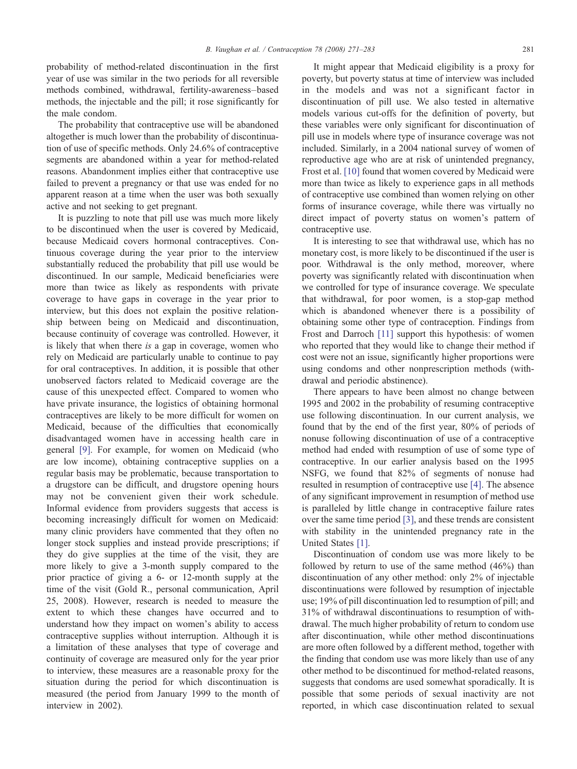probability of method-related discontinuation in the first year of use was similar in the two periods for all reversible methods combined, withdrawal, fertility-awareness–based methods, the injectable and the pill; it rose significantly for the male condom.

The probability that contraceptive use will be abandoned altogether is much lower than the probability of discontinuation of use of specific methods. Only 24.6% of contraceptive segments are abandoned within a year for method-related reasons. Abandonment implies either that contraceptive use failed to prevent a pregnancy or that use was ended for no apparent reason at a time when the user was both sexually active and not seeking to get pregnant.

It is puzzling to note that pill use was much more likely to be discontinued when the user is covered by Medicaid, because Medicaid covers hormonal contraceptives. Continuous coverage during the year prior to the interview substantially reduced the probability that pill use would be discontinued. In our sample, Medicaid beneficiaries were more than twice as likely as respondents with private coverage to have gaps in coverage in the year prior to interview, but this does not explain the positive relationship between being on Medicaid and discontinuation, because continuity of coverage was controlled. However, it is likely that when there *is* a gap in coverage, women who rely on Medicaid are particularly unable to continue to pay for oral contraceptives. In addition, it is possible that other unobserved factors related to Medicaid coverage are the cause of this unexpected effect. Compared to women who have private insurance, the logistics of obtaining hormonal contraceptives are likely to be more difficult for women on Medicaid, because of the difficulties that economically disadvantaged women have in accessing health care in general [9]. For example, for women on Medicaid (who are low income), obtaining contraceptive supplies on a regular basis may be problematic, because transportation to a drugstore can be difficult, and drugstore opening hours may not be convenient given their work schedule. Informal evidence from providers suggests that access is becoming increasingly difficult for women on Medicaid: many clinic providers have commented that they often no longer stock supplies and instead provide prescriptions; if they do give supplies at the time of the visit, they are more likely to give a 3-month supply compared to the prior practice of giving a 6- or 12-month supply at the time of the visit (Gold R., personal communication, April 25, 2008). However, research is needed to measure the extent to which these changes have occurred and to understand how they impact on women's ability to access contraceptive supplies without interruption. Although it is a limitation of these analyses that type of coverage and continuity of coverage are measured only for the year prior to interview, these measures are a reasonable proxy for the situation during the period for which discontinuation is measured (the period from January 1999 to the month of interview in 2002).

It might appear that Medicaid eligibility is a proxy for poverty, but poverty status at time of interview was included in the models and was not a significant factor in discontinuation of pill use. We also tested in alternative models various cut-offs for the definition of poverty, but these variables were only significant for discontinuation of pill use in models where type of insurance coverage was not included. Similarly, in a 2004 national survey of women of reproductive age who are at risk of unintended pregnancy, Frost et al. [10] found that women covered by Medicaid were more than twice as likely to experience gaps in all methods of contraceptive use combined than women relying on other forms of insurance coverage, while there was virtually no direct impact of poverty status on women's pattern of contraceptive use.

It is interesting to see that withdrawal use, which has no monetary cost, is more likely to be discontinued if the user is poor. Withdrawal is the only method, moreover, where poverty was significantly related with discontinuation when we controlled for type of insurance coverage. We speculate that withdrawal, for poor women, is a stop-gap method which is abandoned whenever there is a possibility of obtaining some other type of contraception. Findings from Frost and Darroch [11] support this hypothesis: of women who reported that they would like to change their method if cost were not an issue, significantly higher proportions were using condoms and other nonprescription methods (withdrawal and periodic abstinence).

There appears to have been almost no change between 1995 and 2002 in the probability of resuming contraceptive use following discontinuation. In our current analysis, we found that by the end of the first year, 80% of periods of nonuse following discontinuation of use of a contraceptive method had ended with resumption of use of some type of contraceptive. In our earlier analysis based on the 1995 NSFG, we found that 82% of segments of nonuse had resulted in resumption of contraceptive use [4]. The absence of any significant improvement in resumption of method use is paralleled by little change in contraceptive failure rates over the same time period [3], and these trends are consistent with stability in the unintended pregnancy rate in the United States [1].

Discontinuation of condom use was more likely to be followed by return to use of the same method (46%) than discontinuation of any other method: only 2% of injectable discontinuations were followed by resumption of injectable use; 19% of pill discontinuation led to resumption of pill; and 31% of withdrawal discontinuations to resumption of withdrawal. The much higher probability of return to condom use after discontinuation, while other method discontinuations are more often followed by a different method, together with the finding that condom use was more likely than use of any other method to be discontinued for method-related reasons, suggests that condoms are used somewhat sporadically. It is possible that some periods of sexual inactivity are not reported, in which case discontinuation related to sexual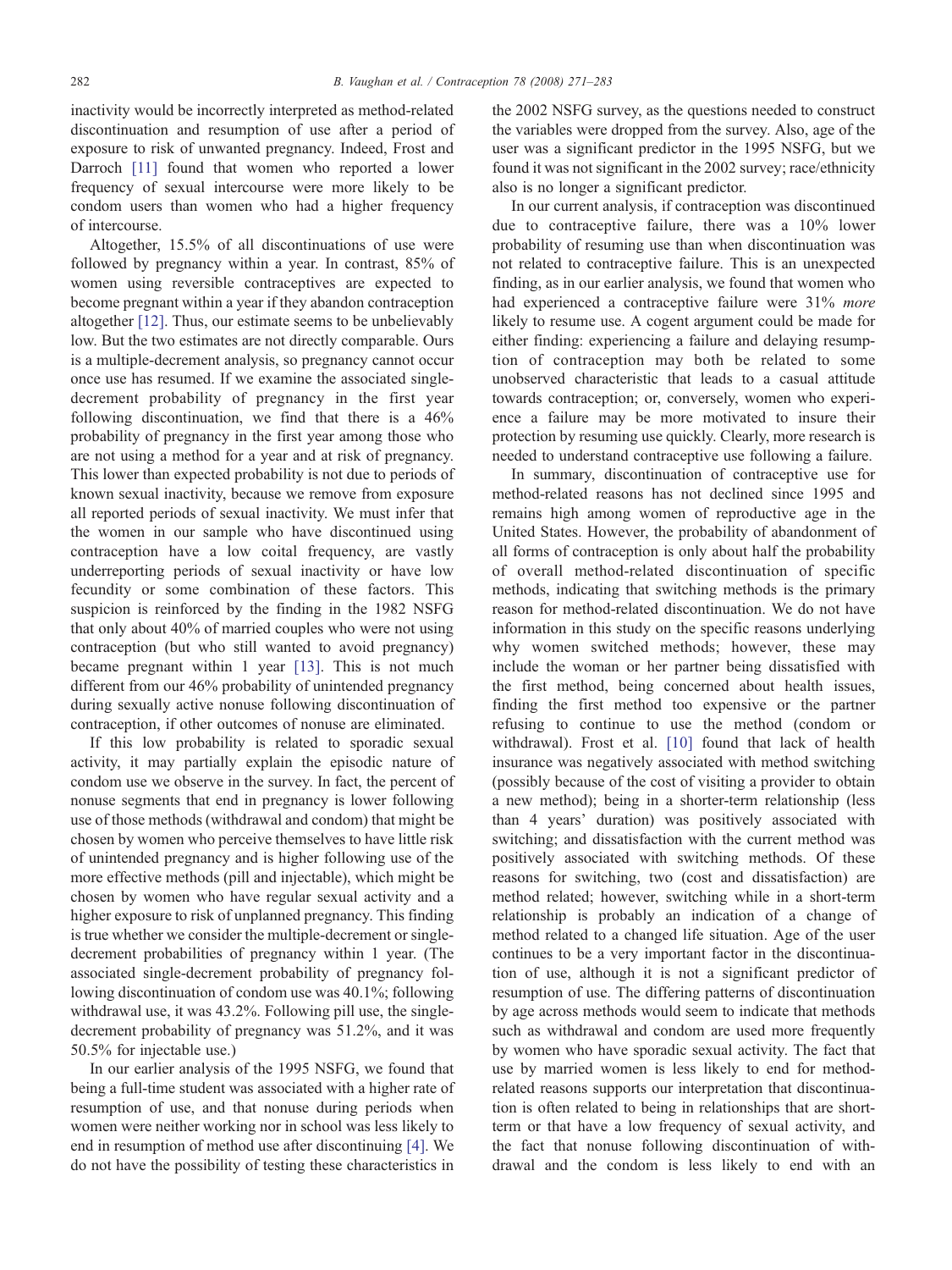inactivity would be incorrectly interpreted as method-related discontinuation and resumption of use after a period of exposure to risk of unwanted pregnancy. Indeed, Frost and Darroch [11] found that women who reported a lower frequency of sexual intercourse were more likely to be condom users than women who had a higher frequency of intercourse.

Altogether, 15.5% of all discontinuations of use were followed by pregnancy within a year. In contrast, 85% of women using reversible contraceptives are expected to become pregnant within a year if they abandon contraception altogether [12]. Thus, our estimate seems to be unbelievably low. But the two estimates are not directly comparable. Ours is a multiple-decrement analysis, so pregnancy cannot occur once use has resumed. If we examine the associated single-decrement probability of pregnancy in the first year following discontinuation, we find that there is a 46% probability of pregnancy in the first year among those who are not using a method for a year and at risk of pregnancy. This lower than expected probability is not due to periods of known sexual inactivity, because we remove from exposure all reported periods of sexual inactivity. We must infer that the women in our sample who have discontinued using contraception have a low coital frequency, are vastly underreporting periods of sexual inactivity or have low fecundity or some combination of these factors. This suspicion is reinforced by the finding in the 1982 NSFG that only about 40% of married couples who were not using contraception (but who still wanted to avoid pregnancy) became pregnant within 1 year [13]. This is not much different from our 46% probability of unintended pregnancy during sexually active nonuse following discontinuation of contraception, if other outcomes of nonuse are eliminated.

If this low probability is related to sporadic sexual activity, it may partially explain the episodic nature of condom use we observe in the survey. In fact, the percent of nonuse segments that end in pregnancy is lower following use of those methods (withdrawal and condom) that might be chosen by women who perceive themselves to have little risk of unintended pregnancy and is higher following use of the more effective methods (pill and injectable), which might be chosen by women who have regular sexual activity and a higher exposure to risk of unplanned pregnancy. This finding is true whether we consider the multiple-decrement or single-decrement probabilities of pregnancy within 1 year. (The associated single-decrement probability of pregnancy following discontinuation of condom use was 40.1%; following withdrawal use, it was 43.2%. Following pill use, the single-decrement probability of pregnancy was 51.2%, and it was 50.5% for injectable use.)

In our earlier analysis of the 1995 NSFG, we found that being a full-time student was associated with a higher rate of resumption of use, and that nonuse during periods when women were neither working nor in school was less likely to end in resumption of method use after discontinuing [4]. We do not have the possibility of testing these characteristics in the 2002 NSFG survey, as the questions needed to construct the variables were dropped from the survey. Also, age of the user was a significant predictor in the 1995 NSFG, but we found it was not significant in the 2002 survey; race/ethnicity also is no longer a significant predictor.

In our current analysis, if contraception was discontinued due to contraceptive failure, there was a 10% lower probability of resuming use than when discontinuation was not related to contraceptive failure. This is an unexpected finding, as in our earlier analysis, we found that women who had experienced a contraceptive failure were 31% *more* likely to resume use. A cogent argument could be made for either finding: experiencing a failure and delaying resumption of contraception may both be related to some unobserved characteristic that leads to a casual attitude towards contraception; or, conversely, women who experience a failure may be more motivated to insure their protection by resuming use quickly. Clearly, more research is needed to understand contraceptive use following a failure.

In summary, discontinuation of contraceptive use for method-related reasons has not declined since 1995 and remains high among women of reproductive age in the United States. However, the probability of abandonment of all forms of contraception is only about half the probability of overall method-related discontinuation of specific methods, indicating that switching methods is the primary reason for method-related discontinuation. We do not have information in this study on the specific reasons underlying why women switched methods; however, these may include the woman or her partner being dissatisfied with the first method, being concerned about health issues, finding the first method too expensive or the partner refusing to continue to use the method (condom or withdrawal). Frost et al. [10] found that lack of health insurance was negatively associated with method switching (possibly because of the cost of visiting a provider to obtain a new method); being in a shorter-term relationship (less than 4 years' duration) was positively associated with switching; and dissatisfaction with the current method was positively associated with switching methods. Of these reasons for switching, two (cost and dissatisfaction) are method related; however, switching while in a short-term relationship is probably an indication of a change of method related to a changed life situation. Age of the user continues to be a very important factor in the discontinuation of use, although it is not a significant predictor of resumption of use. The differing patterns of discontinuation by age across methods would seem to indicate that methods such as withdrawal and condom are used more frequently by women who have sporadic sexual activity. The fact that use by married women is less likely to end for method-related reasons supports our interpretation that discontinuation is often related to being in relationships that are short-term or that have a low frequency of sexual activity, and the fact that nonuse following discontinuation of withdrawal and the condom is less likely to end with an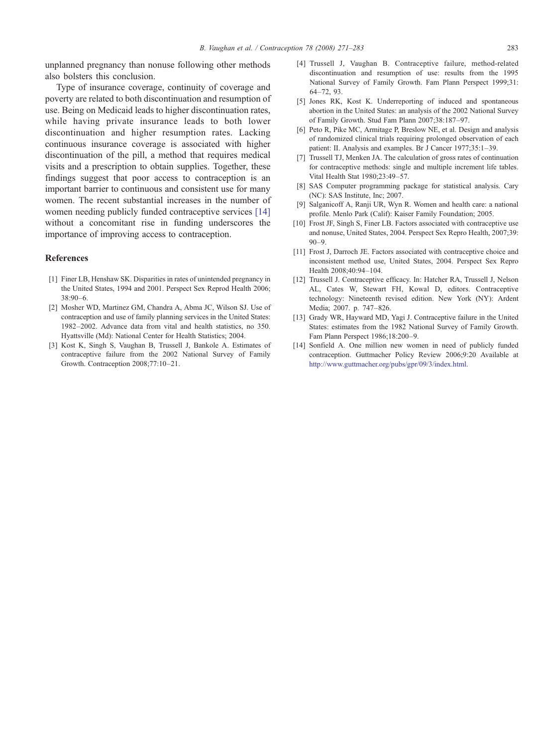unplanned pregnancy than nonuse following other methods also bolsters this conclusion.

Type of insurance coverage, continuity of coverage and poverty are related to both discontinuation and resumption of use. Being on Medicaid leads to higher discontinuation rates, while having private insurance leads to both lower discontinuation and higher resumption rates. Lacking continuous insurance coverage is associated with higher discontinuation of the pill, a method that requires medical visits and a prescription to obtain supplies. Together, these findings suggest that poor access to contraception is an important barrier to continuous and consistent use for many women. The recent substantial increases in the number of women needing publicly funded contraceptive services [14] without a concomitant rise in funding underscores the importance of improving access to contraception.

## References

[1] Finer LB, Henshaw SK. Disparities in rates of unintended pregnancy in the United States, 1994 and 2001. Perspect Sex Reprod Health 2006;38:90–6.

[2] Mosher WD, Martinez GM, Chandra A, Abma JC, Wilson SJ. Use of contraception and use of family planning services in the United States: 1982–2002. Advance data from vital and health statistics, no 350. Hyattsville (Md): National Center for Health Statistics; 2004.

[3] Kost K, Singh S, Vaughan B, Trussell J, Bankole A. Estimates of contraceptive failure from the 2002 National Survey of Family Growth. Contraception 2008;77:10–21.

[4] Trussell J, Vaughan B. Contraceptive failure, method-related discontinuation and resumption of use: results from the 1995 National Survey of Family Growth. Fam Plann Perspect 1999;31:64–72, 93.

[5] Jones RK, Kost K. Underreporting of induced and spontaneous abortion in the United States: an analysis of the 2002 National Survey of Family Growth. Stud Fam Plann 2007;38:187–97.

[6] Peto R, Pike MC, Armitage P, Breslow NE, et al. Design and analysis of randomized clinical trials requiring prolonged observation of each patient: II. Analysis and examples. Br J Cancer 1977;35:1–39.

[7] Trussell TJ, Menken JA. The calculation of gross rates of continuation for contraceptive methods: single and multiple increment life tables. Vital Health Stat 1980;23:49–57.

[8] SAS Computer programming package for statistical analysis. Cary (NC): SAS Institute, Inc; 2007.

[9] Salganicoff A, Ranji UR, Wyn R. Women and health care: a national profile. Menlo Park (Calif): Kaiser Family Foundation; 2005.

[10] Frost JF, Singh S, Finer LB. Factors associated with contraceptive use and nonuse, United States, 2004. Perspect Sex Repro Health, 2007;39:90–9.

[11] Frost J, Darroch JE. Factors associated with contraceptive choice and inconsistent method use, United States, 2004. Perspect Sex Repro Health 2008;40:94–104.

[12] Trussell J. Contraceptive efficacy. In: Hatcher RA, Trussell J, Nelson AL, Cates W, Stewart FH, Kowal D, editors. Contraceptive technology: Nineteenth revised edition. New York (NY): Ardent Media; 2007. p. 747–826.

[13] Grady WR, Hayward MD, Yagi J. Contraceptive failure in the United States: estimates from the 1982 National Survey of Family Growth. Fam Plann Perspect 1986;18:200–9.

[14] Sonfield A. One million new women in need of publicly funded contraception. Guttmacher Policy Review 2006;9:20 Available at http://www.guttmacher.org/pubs/gpr/09/3/index.html.